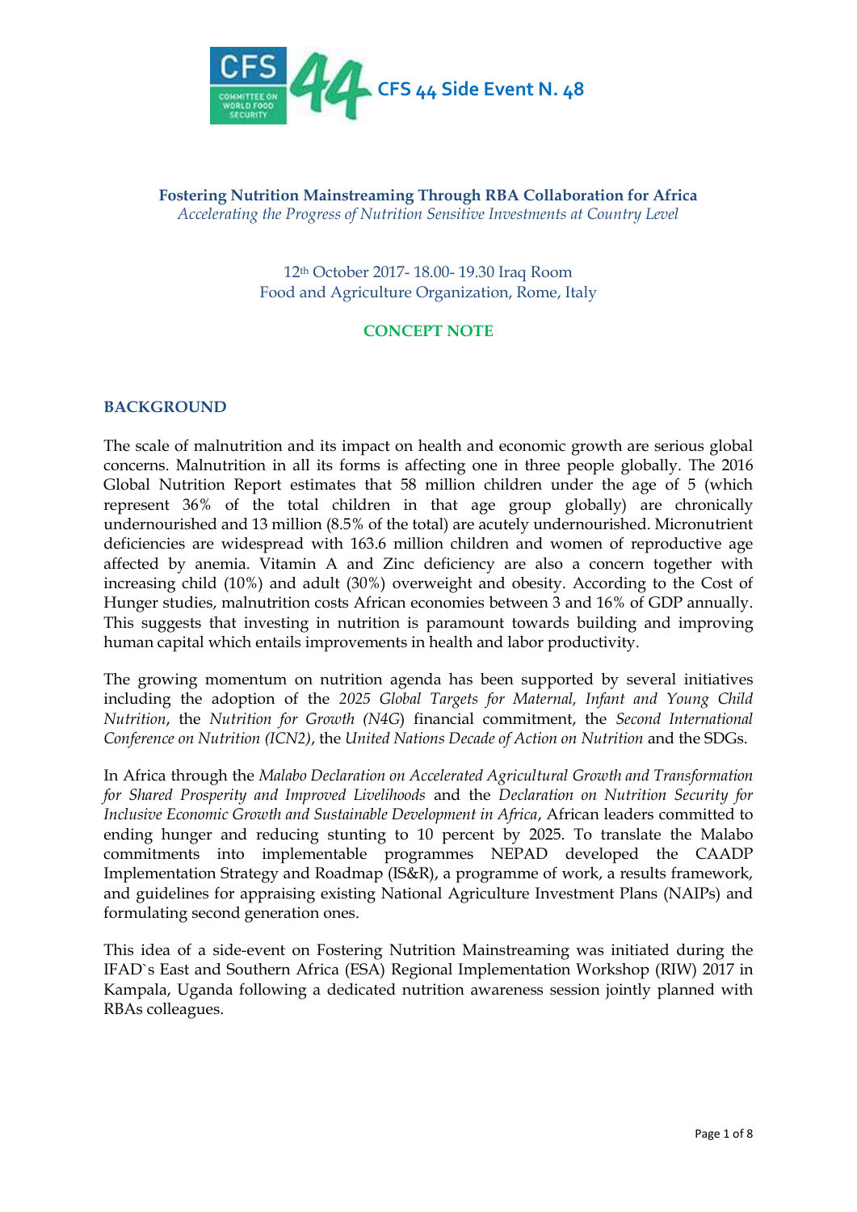CFS 44 Side Event N. 48

**Fostering Nutrition Mainstreaming Through RBA Collaboration for Africa**
*Accelerating the Progress of Nutrition Sensitive Investments at Country Level*

12th October 2017- 18.00- 19.30 Iraq Room
Food and Agriculture Organization, Rome, Italy

**CONCEPT NOTE**

## BACKGROUND

The scale of malnutrition and its impact on health and economic growth are serious global concerns. Malnutrition in all its forms is affecting one in three people globally. The 2016 Global Nutrition Report estimates that 58 million children under the age of 5 (which represent 36% of the total children in that age group globally) are chronically undernourished and 13 million (8.5% of the total) are acutely undernourished. Micronutrient deficiencies are widespread with 163.6 million children and women of reproductive age affected by anemia. Vitamin A and Zinc deficiency are also a concern together with increasing child (10%) and adult (30%) overweight and obesity. According to the Cost of Hunger studies, malnutrition costs African economies between 3 and 16% of GDP annually. This suggests that investing in nutrition is paramount towards building and improving human capital which entails improvements in health and labor productivity.

The growing momentum on nutrition agenda has been supported by several initiatives including the adoption of the *2025 Global Targets for Maternal, Infant and Young Child Nutrition*, the *Nutrition for Growth (N4G*) financial commitment, the *Second International Conference on Nutrition (ICN2)*, the *United Nations Decade of Action on Nutrition* and the SDGs.

In Africa through the *Malabo Declaration on Accelerated Agricultural Growth and Transformation for Shared Prosperity and Improved Livelihoods* and the *Declaration on Nutrition Security for Inclusive Economic Growth and Sustainable Development in Africa*, African leaders committed to ending hunger and reducing stunting to 10 percent by 2025. To translate the Malabo commitments into implementable programmes NEPAD developed the CAADP Implementation Strategy and Roadmap (IS&R), a programme of work, a results framework, and guidelines for appraising existing National Agriculture Investment Plans (NAIPs) and formulating second generation ones.

This idea of a side-event on Fostering Nutrition Mainstreaming was initiated during the IFAD`s East and Southern Africa (ESA) Regional Implementation Workshop (RIW) 2017 in Kampala, Uganda following a dedicated nutrition awareness session jointly planned with RBAs colleagues.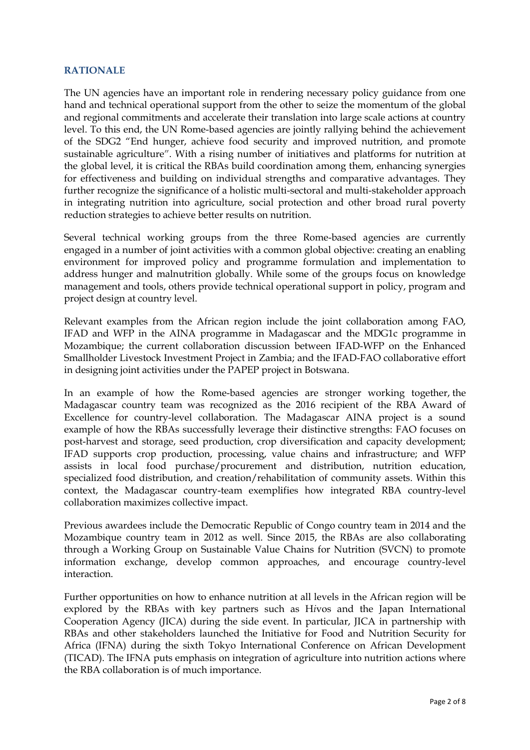## RATIONALE

The UN agencies have an important role in rendering necessary policy guidance from one hand and technical operational support from the other to seize the momentum of the global and regional commitments and accelerate their translation into large scale actions at country level. To this end, the UN Rome-based agencies are jointly rallying behind the achievement of the SDG2 "End hunger, achieve food security and improved nutrition, and promote sustainable agriculture". With a rising number of initiatives and platforms for nutrition at the global level, it is critical the RBAs build coordination among them, enhancing synergies for effectiveness and building on individual strengths and comparative advantages. They further recognize the significance of a holistic multi-sectoral and multi-stakeholder approach in integrating nutrition into agriculture, social protection and other broad rural poverty reduction strategies to achieve better results on nutrition.

Several technical working groups from the three Rome-based agencies are currently engaged in a number of joint activities with a common global objective: creating an enabling environment for improved policy and programme formulation and implementation to address hunger and malnutrition globally. While some of the groups focus on knowledge management and tools, others provide technical operational support in policy, program and project design at country level.

Relevant examples from the African region include the joint collaboration among FAO, IFAD and WFP in the AINA programme in Madagascar and the MDG1c programme in Mozambique; the current collaboration discussion between IFAD-WFP on the Enhanced Smallholder Livestock Investment Project in Zambia; and the IFAD-FAO collaborative effort in designing joint activities under the PAPEP project in Botswana.

In an example of how the Rome-based agencies are stronger working together, the Madagascar country team was recognized as the 2016 recipient of the RBA Award of Excellence for country-level collaboration. The Madagascar AINA project is a sound example of how the RBAs successfully leverage their distinctive strengths: FAO focuses on post-harvest and storage, seed production, crop diversification and capacity development; IFAD supports crop production, processing, value chains and infrastructure; and WFP assists in local food purchase/procurement and distribution, nutrition education, specialized food distribution, and creation/rehabilitation of community assets. Within this context, the Madagascar country-team exemplifies how integrated RBA country-level collaboration maximizes collective impact.

Previous awardees include the Democratic Republic of Congo country team in 2014 and the Mozambique country team in 2012 as well. Since 2015, the RBAs are also collaborating through a Working Group on Sustainable Value Chains for Nutrition (SVCN) to promote information exchange, develop common approaches, and encourage country-level interaction.

Further opportunities on how to enhance nutrition at all levels in the African region will be explored by the RBAs with key partners such as H*i*vos and the Japan International Cooperation Agency (JICA) during the side event. In particular, JICA in partnership with RBAs and other stakeholders launched the Initiative for Food and Nutrition Security for Africa (IFNA) during the sixth Tokyo International Conference on African Development (TICAD). The IFNA puts emphasis on integration of agriculture into nutrition actions where the RBA collaboration is of much importance.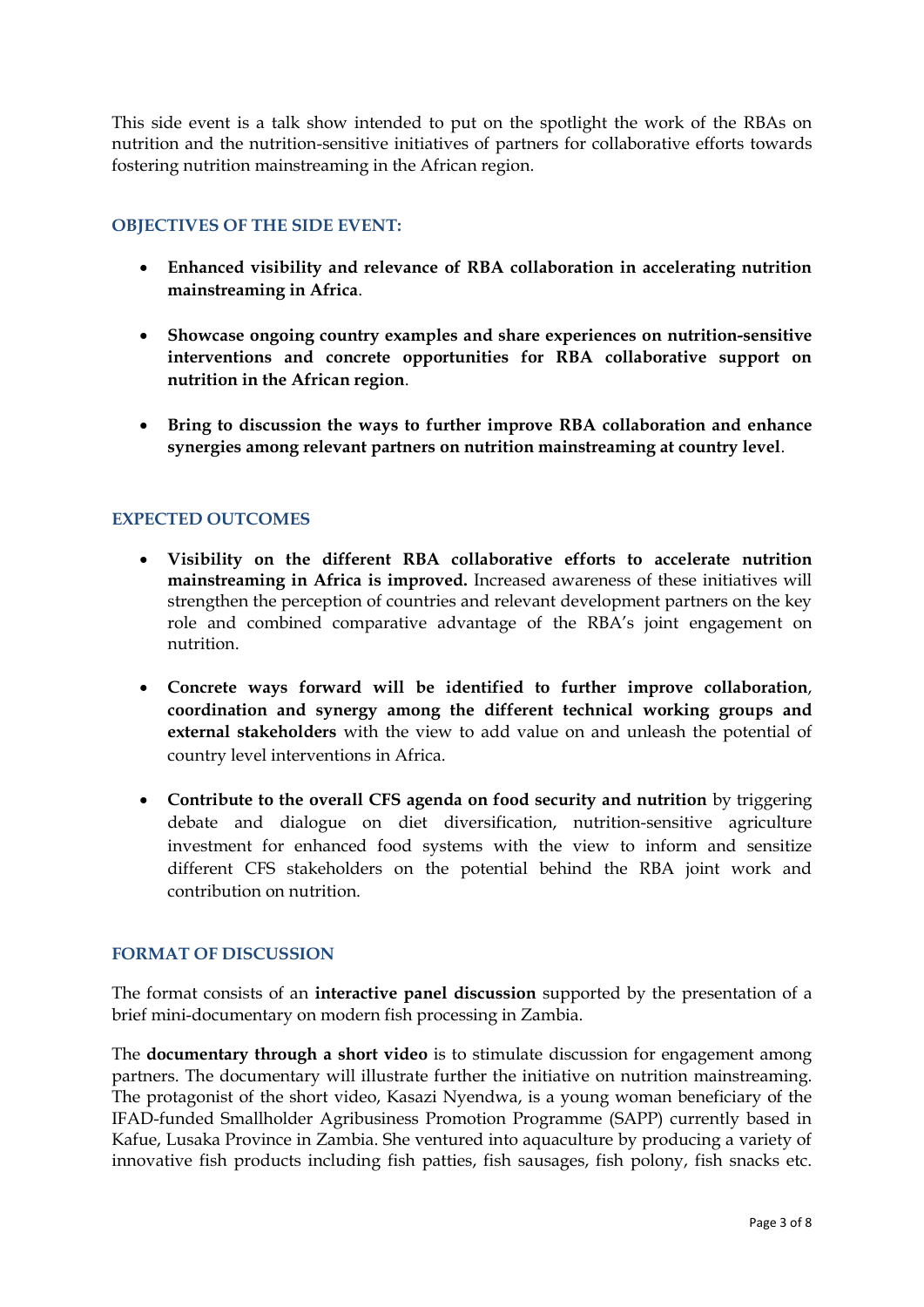This side event is a talk show intended to put on the spotlight the work of the RBAs on nutrition and the nutrition-sensitive initiatives of partners for collaborative efforts towards fostering nutrition mainstreaming in the African region.

## OBJECTIVES OF THE SIDE EVENT:

- **Enhanced visibility and relevance of RBA collaboration in accelerating nutrition mainstreaming in Africa**.
- **Showcase ongoing country examples and share experiences on nutrition-sensitive interventions and concrete opportunities for RBA collaborative support on nutrition in the African region**.
- **Bring to discussion the ways to further improve RBA collaboration and enhance synergies among relevant partners on nutrition mainstreaming at country level**.

## EXPECTED OUTCOMES

- **Visibility on the different RBA collaborative efforts to accelerate nutrition mainstreaming in Africa is improved.** Increased awareness of these initiatives will strengthen the perception of countries and relevant development partners on the key role and combined comparative advantage of the RBA's joint engagement on nutrition.
- **Concrete ways forward will be identified to further improve collaboration**, **coordination and synergy among the different technical working groups and external stakeholders** with the view to add value on and unleash the potential of country level interventions in Africa.
- **Contribute to the overall CFS agenda on food security and nutrition** by triggering debate and dialogue on diet diversification, nutrition-sensitive agriculture investment for enhanced food systems with the view to inform and sensitize different CFS stakeholders on the potential behind the RBA joint work and contribution on nutrition.

## FORMAT OF DISCUSSION

The format consists of an **interactive panel discussion** supported by the presentation of a brief mini-documentary on modern fish processing in Zambia.

The **documentary through a short video** is to stimulate discussion for engagement among partners. The documentary will illustrate further the initiative on nutrition mainstreaming. The protagonist of the short video, Kasazi Nyendwa, is a young woman beneficiary of the IFAD-funded Smallholder Agribusiness Promotion Programme (SAPP) currently based in Kafue, Lusaka Province in Zambia. She ventured into aquaculture by producing a variety of innovative fish products including fish patties, fish sausages, fish polony, fish snacks etc.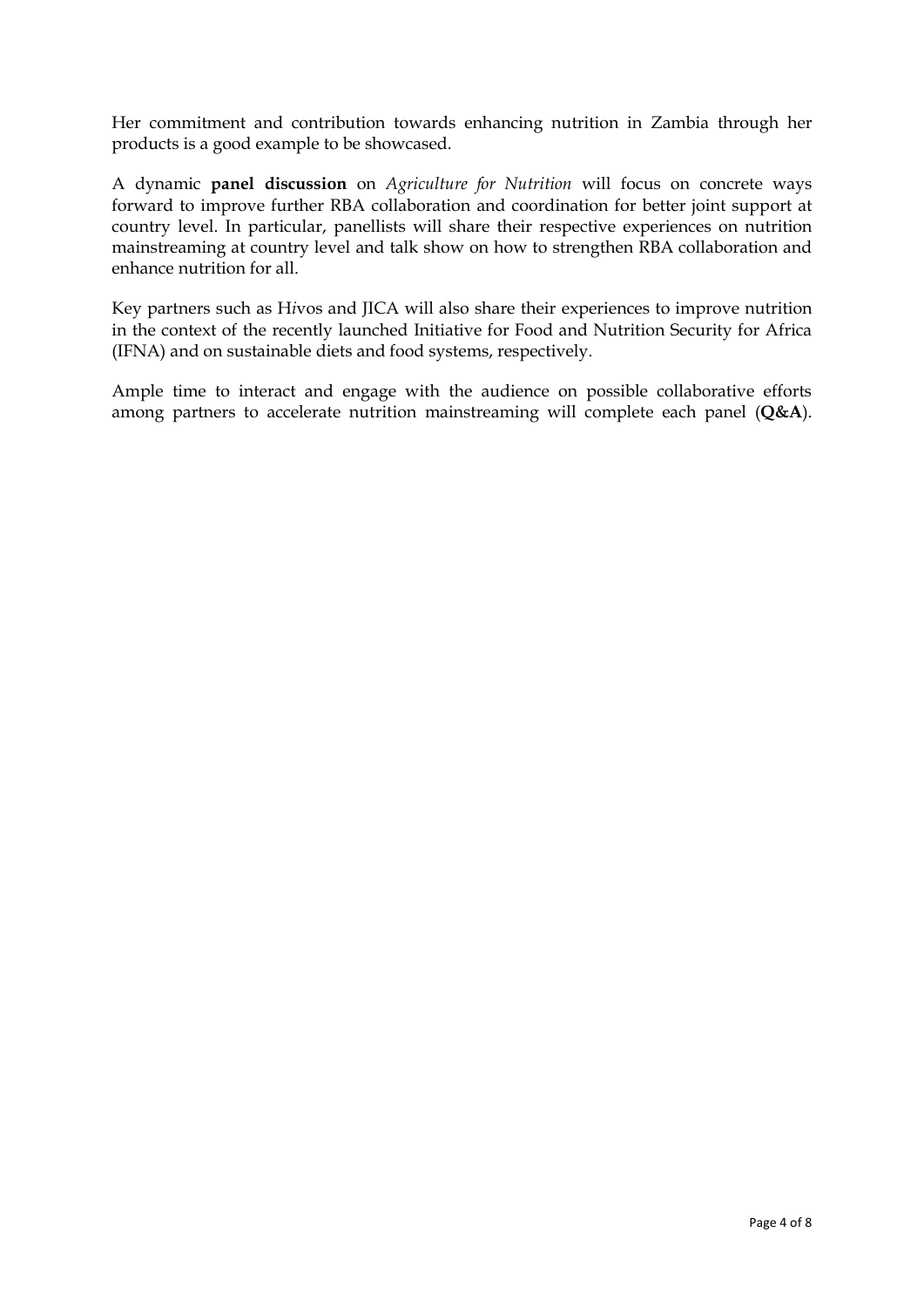Her commitment and contribution towards enhancing nutrition in Zambia through her products is a good example to be showcased.

A dynamic **panel discussion** on *Agriculture for Nutrition* will focus on concrete ways forward to improve further RBA collaboration and coordination for better joint support at country level. In particular, panellists will share their respective experiences on nutrition mainstreaming at country level and talk show on how to strengthen RBA collaboration and enhance nutrition for all.

Key partners such as H*i*vos and JICA will also share their experiences to improve nutrition in the context of the recently launched Initiative for Food and Nutrition Security for Africa (IFNA) and on sustainable diets and food systems, respectively.

Ample time to interact and engage with the audience on possible collaborative efforts among partners to accelerate nutrition mainstreaming will complete each panel (**Q&A**).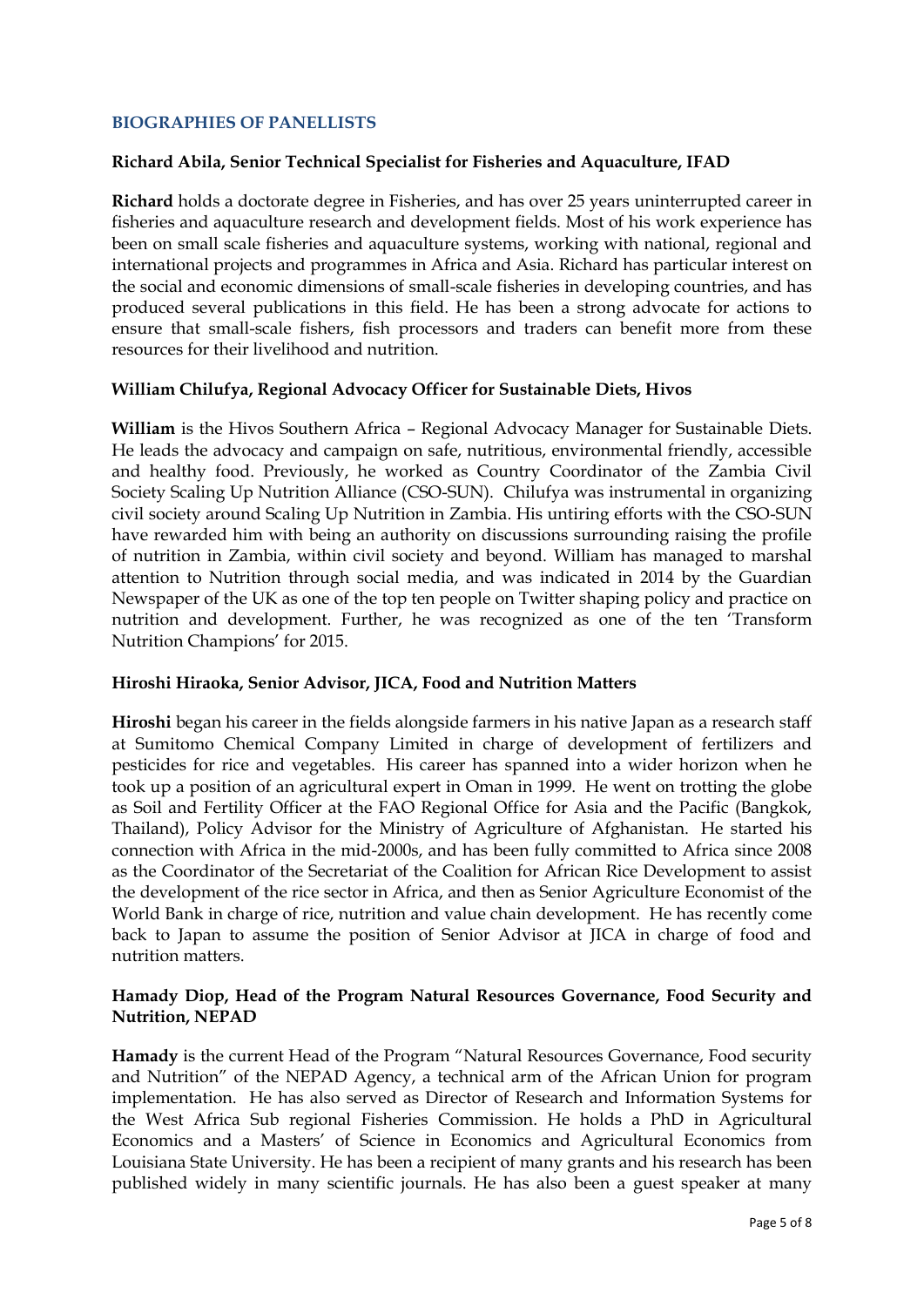## BIOGRAPHIES OF PANELLISTS

### Richard Abila, Senior Technical Specialist for Fisheries and Aquaculture, IFAD

**Richard** holds a doctorate degree in Fisheries, and has over 25 years uninterrupted career in fisheries and aquaculture research and development fields. Most of his work experience has been on small scale fisheries and aquaculture systems, working with national, regional and international projects and programmes in Africa and Asia. Richard has particular interest on the social and economic dimensions of small-scale fisheries in developing countries, and has produced several publications in this field. He has been a strong advocate for actions to ensure that small-scale fishers, fish processors and traders can benefit more from these resources for their livelihood and nutrition.

### William Chilufya, Regional Advocacy Officer for Sustainable Diets, Hivos

**William** is the Hivos Southern Africa – Regional Advocacy Manager for Sustainable Diets. He leads the advocacy and campaign on safe, nutritious, environmental friendly, accessible and healthy food. Previously, he worked as Country Coordinator of the Zambia Civil Society Scaling Up Nutrition Alliance (CSO-SUN). Chilufya was instrumental in organizing civil society around Scaling Up Nutrition in Zambia. His untiring efforts with the CSO-SUN have rewarded him with being an authority on discussions surrounding raising the profile of nutrition in Zambia, within civil society and beyond. William has managed to marshal attention to Nutrition through social media, and was indicated in 2014 by the Guardian Newspaper of the UK as one of the top ten people on Twitter shaping policy and practice on nutrition and development. Further, he was recognized as one of the ten 'Transform Nutrition Champions' for 2015.

### Hiroshi Hiraoka, Senior Advisor, JICA, Food and Nutrition Matters

**Hiroshi** began his career in the fields alongside farmers in his native Japan as a research staff at Sumitomo Chemical Company Limited in charge of development of fertilizers and pesticides for rice and vegetables. His career has spanned into a wider horizon when he took up a position of an agricultural expert in Oman in 1999. He went on trotting the globe as Soil and Fertility Officer at the FAO Regional Office for Asia and the Pacific (Bangkok, Thailand), Policy Advisor for the Ministry of Agriculture of Afghanistan. He started his connection with Africa in the mid-2000s, and has been fully committed to Africa since 2008 as the Coordinator of the Secretariat of the Coalition for African Rice Development to assist the development of the rice sector in Africa, and then as Senior Agriculture Economist of the World Bank in charge of rice, nutrition and value chain development. He has recently come back to Japan to assume the position of Senior Advisor at JICA in charge of food and nutrition matters.

### Hamady Diop, Head of the Program Natural Resources Governance, Food Security and Nutrition, NEPAD

**Hamady** is the current Head of the Program "Natural Resources Governance, Food security and Nutrition" of the NEPAD Agency, a technical arm of the African Union for program implementation. He has also served as Director of Research and Information Systems for the West Africa Sub regional Fisheries Commission. He holds a PhD in Agricultural Economics and a Masters' of Science in Economics and Agricultural Economics from Louisiana State University. He has been a recipient of many grants and his research has been published widely in many scientific journals. He has also been a guest speaker at many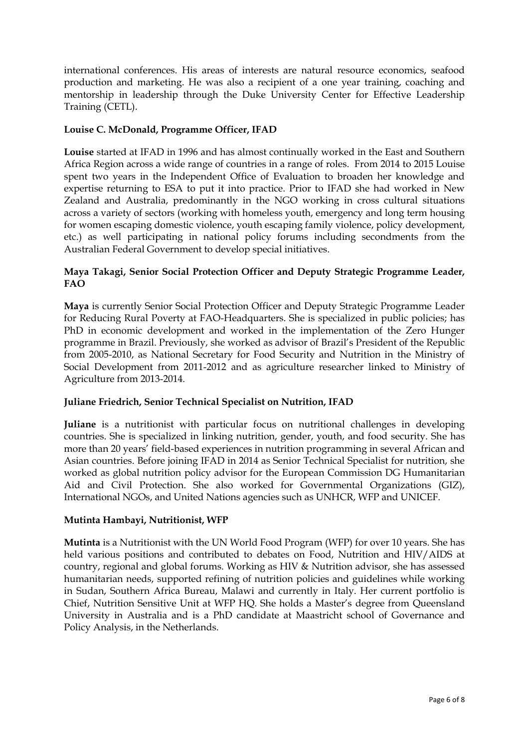international conferences. His areas of interests are natural resource economics, seafood production and marketing. He was also a recipient of a one year training, coaching and mentorship in leadership through the Duke University Center for Effective Leadership Training (CETL).

**Louise C. McDonald, Programme Officer, IFAD**

**Louise** started at IFAD in 1996 and has almost continually worked in the East and Southern Africa Region across a wide range of countries in a range of roles. From 2014 to 2015 Louise spent two years in the Independent Office of Evaluation to broaden her knowledge and expertise returning to ESA to put it into practice. Prior to IFAD she had worked in New Zealand and Australia, predominantly in the NGO working in cross cultural situations across a variety of sectors (working with homeless youth, emergency and long term housing for women escaping domestic violence, youth escaping family violence, policy development, etc.) as well participating in national policy forums including secondments from the Australian Federal Government to develop special initiatives.

**Maya Takagi, Senior Social Protection Officer and Deputy Strategic Programme Leader, FAO**

**Maya** is currently Senior Social Protection Officer and Deputy Strategic Programme Leader for Reducing Rural Poverty at FAO-Headquarters. She is specialized in public policies; has PhD in economic development and worked in the implementation of the Zero Hunger programme in Brazil. Previously, she worked as advisor of Brazil's President of the Republic from 2005-2010, as National Secretary for Food Security and Nutrition in the Ministry of Social Development from 2011-2012 and as agriculture researcher linked to Ministry of Agriculture from 2013-2014.

**Juliane Friedrich, Senior Technical Specialist on Nutrition, IFAD**

**Juliane** is a nutritionist with particular focus on nutritional challenges in developing countries. She is specialized in linking nutrition, gender, youth, and food security. She has more than 20 years' field-based experiences in nutrition programming in several African and Asian countries. Before joining IFAD in 2014 as Senior Technical Specialist for nutrition, she worked as global nutrition policy advisor for the European Commission DG Humanitarian Aid and Civil Protection. She also worked for Governmental Organizations (GIZ), International NGOs, and United Nations agencies such as UNHCR, WFP and UNICEF.

**Mutinta Hambayi, Nutritionist, WFP**

**Mutinta** is a Nutritionist with the UN World Food Program (WFP) for over 10 years. She has held various positions and contributed to debates on Food, Nutrition and HIV/AIDS at country, regional and global forums. Working as HIV & Nutrition advisor, she has assessed humanitarian needs, supported refining of nutrition policies and guidelines while working in Sudan, Southern Africa Bureau, Malawi and currently in Italy. Her current portfolio is Chief, Nutrition Sensitive Unit at WFP HQ. She holds a Master's degree from Queensland University in Australia and is a PhD candidate at Maastricht school of Governance and Policy Analysis, in the Netherlands.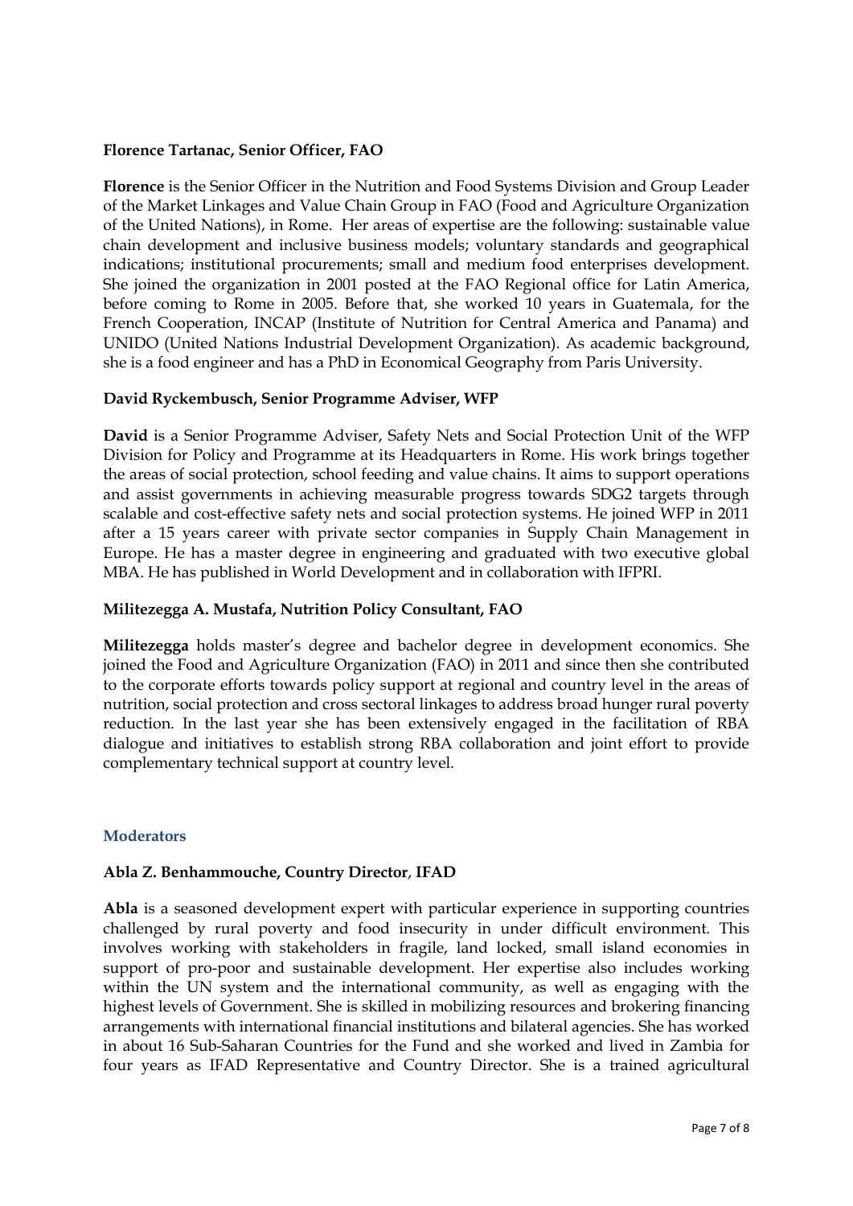**Florence Tartanac, Senior Officer, FAO**

**Florence** is the Senior Officer in the Nutrition and Food Systems Division and Group Leader of the Market Linkages and Value Chain Group in FAO (Food and Agriculture Organization of the United Nations), in Rome. Her areas of expertise are the following: sustainable value chain development and inclusive business models; voluntary standards and geographical indications; institutional procurements; small and medium food enterprises development. She joined the organization in 2001 posted at the FAO Regional office for Latin America, before coming to Rome in 2005. Before that, she worked 10 years in Guatemala, for the French Cooperation, INCAP (Institute of Nutrition for Central America and Panama) and UNIDO (United Nations Industrial Development Organization). As academic background, she is a food engineer and has a PhD in Economical Geography from Paris University.

**David Ryckembusch, Senior Programme Adviser, WFP**

**David** is a Senior Programme Adviser, Safety Nets and Social Protection Unit of the WFP Division for Policy and Programme at its Headquarters in Rome. His work brings together the areas of social protection, school feeding and value chains. It aims to support operations and assist governments in achieving measurable progress towards SDG2 targets through scalable and cost-effective safety nets and social protection systems. He joined WFP in 2011 after a 15 years career with private sector companies in Supply Chain Management in Europe. He has a master degree in engineering and graduated with two executive global MBA. He has published in World Development and in collaboration with IFPRI.

**Militezegga A. Mustafa, Nutrition Policy Consultant, FAO**

**Militezegga** holds master's degree and bachelor degree in development economics. She joined the Food and Agriculture Organization (FAO) in 2011 and since then she contributed to the corporate efforts towards policy support at regional and country level in the areas of nutrition, social protection and cross sectoral linkages to address broad hunger rural poverty reduction. In the last year she has been extensively engaged in the facilitation of RBA dialogue and initiatives to establish strong RBA collaboration and joint effort to provide complementary technical support at country level.

## Moderators

**Abla Z. Benhammouche, Country Director, IFAD**

**Abla** is a seasoned development expert with particular experience in supporting countries challenged by rural poverty and food insecurity in under difficult environment. This involves working with stakeholders in fragile, land locked, small island economies in support of pro-poor and sustainable development. Her expertise also includes working within the UN system and the international community, as well as engaging with the highest levels of Government. She is skilled in mobilizing resources and brokering financing arrangements with international financial institutions and bilateral agencies. She has worked in about 16 Sub-Saharan Countries for the Fund and she worked and lived in Zambia for four years as IFAD Representative and Country Director. She is a trained agricultural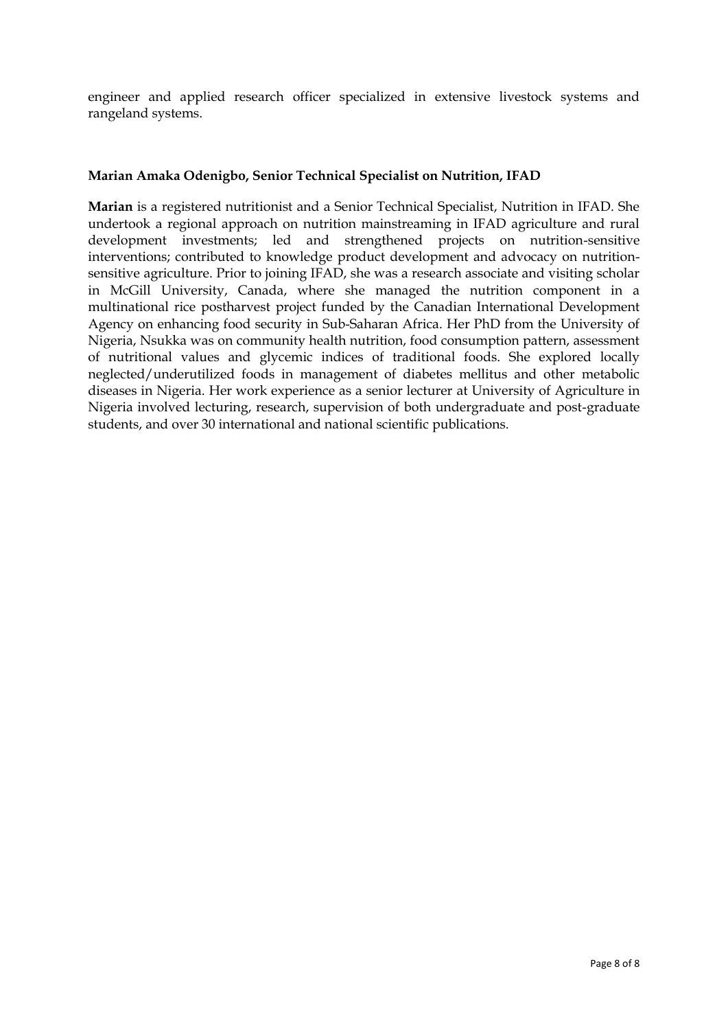engineer and applied research officer specialized in extensive livestock systems and rangeland systems.

**Marian Amaka Odenigbo, Senior Technical Specialist on Nutrition, IFAD**

**Marian** is a registered nutritionist and a Senior Technical Specialist, Nutrition in IFAD. She undertook a regional approach on nutrition mainstreaming in IFAD agriculture and rural development investments; led and strengthened projects on nutrition-sensitive interventions; contributed to knowledge product development and advocacy on nutrition-sensitive agriculture. Prior to joining IFAD, she was a research associate and visiting scholar in McGill University, Canada, where she managed the nutrition component in a multinational rice postharvest project funded by the Canadian International Development Agency on enhancing food security in Sub-Saharan Africa. Her PhD from the University of Nigeria, Nsukka was on community health nutrition, food consumption pattern, assessment of nutritional values and glycemic indices of traditional foods. She explored locally neglected/underutilized foods in management of diabetes mellitus and other metabolic diseases in Nigeria. Her work experience as a senior lecturer at University of Agriculture in Nigeria involved lecturing, research, supervision of both undergraduate and post-graduate students, and over 30 international and national scientific publications.